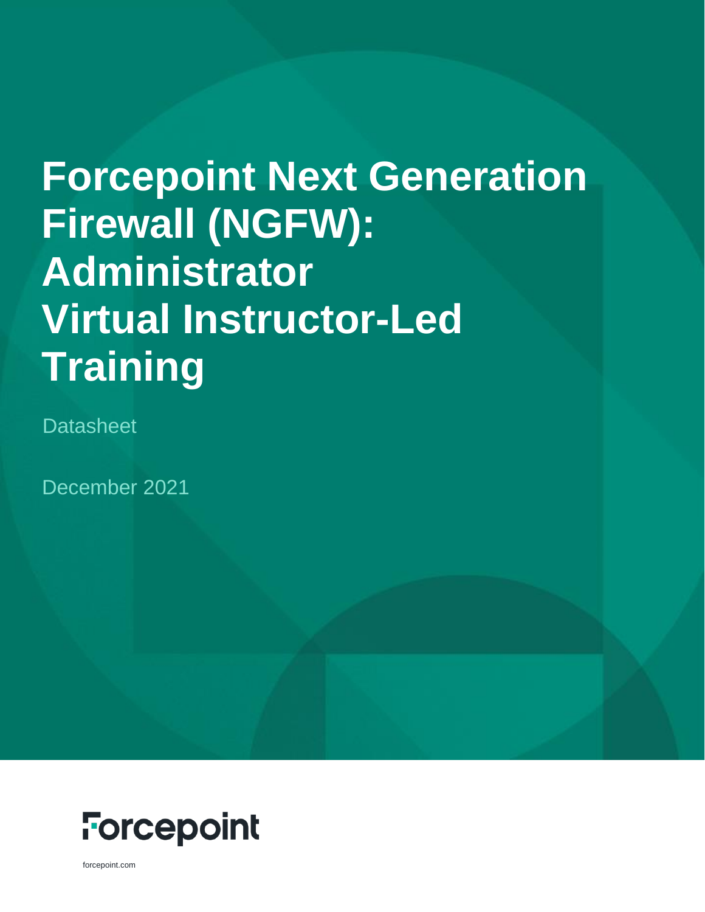# Forcepoint Next Generation Firewall (NGFW): Administrator Virtual Instructor-Led Training

Datasheet

December 2021

Forcepoint

forcepoint.com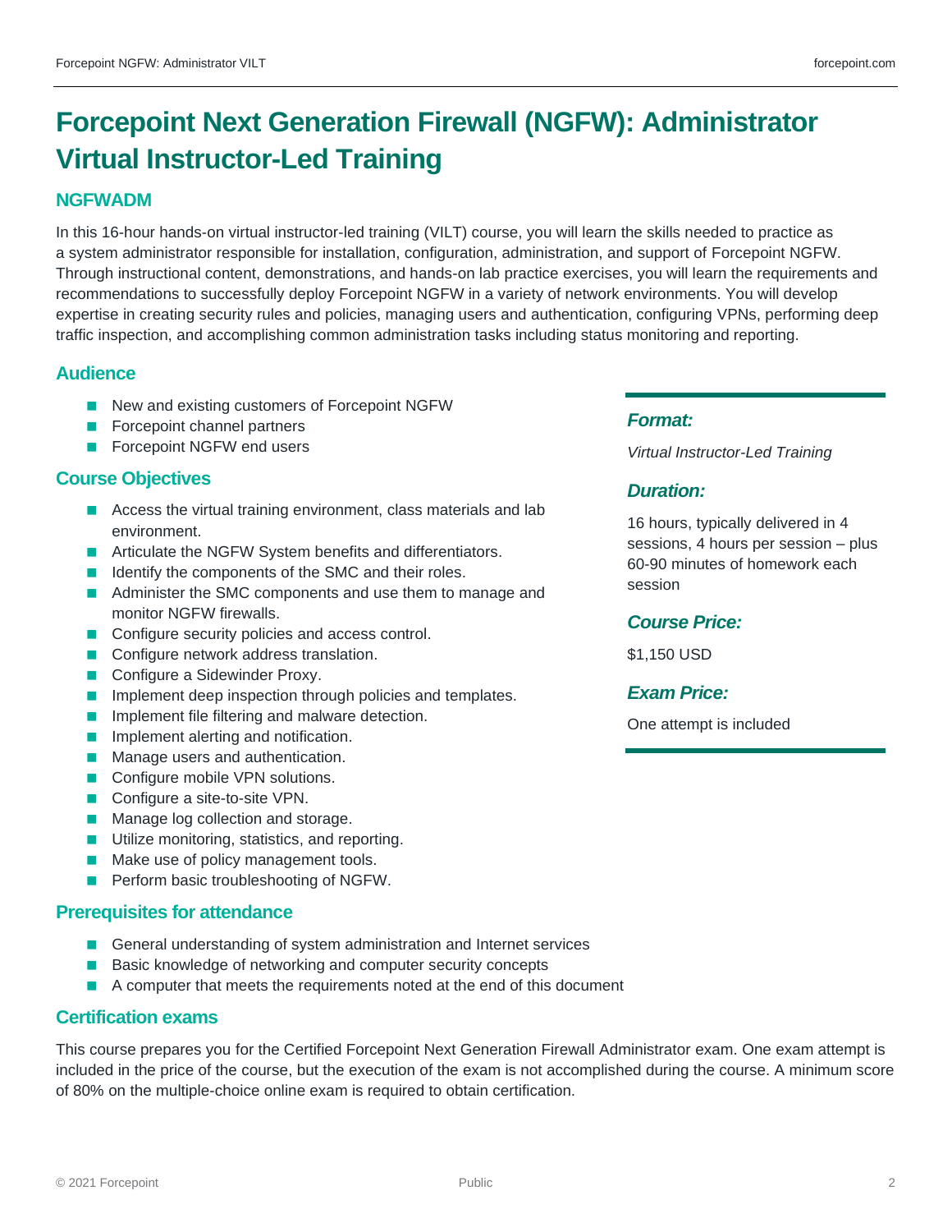# Forcepoint Next Generation Firewall (NGFW): Administrator Virtual Instructor-Led Training

## NGFWADM

In this 16-hour hands-on virtual instructor-led training (VILT) course, you will learn the skills needed to practice as a system administrator responsible for installation, configuration, administration, and support of Forcepoint NGFW. Through instructional content, demonstrations, and hands-on lab practice exercises, you will learn the requirements and recommendations to successfully deploy Forcepoint NGFW in a variety of network environments. You will develop expertise in creating security rules and policies, managing users and authentication, configuring VPNs, performing deep traffic inspection, and accomplishing common administration tasks including status monitoring and reporting.

### Audience

- New and existing customers of Forcepoint NGFW
- Forcepoint channel partners
- Forcepoint NGFW end users

### Course Objectives

- Access the virtual training environment, class materials and lab environment.
- Articulate the NGFW System benefits and differentiators.
- Identify the components of the SMC and their roles.
- Administer the SMC components and use them to manage and monitor NGFW firewalls.
- Configure security policies and access control.
- Configure network address translation.
- Configure a Sidewinder Proxy.
- Implement deep inspection through policies and templates.
- Implement file filtering and malware detection.
- Implement alerting and notification.
- Manage users and authentication.
- Configure mobile VPN solutions.
- Configure a site-to-site VPN.
- Manage log collection and storage.
- Utilize monitoring, statistics, and reporting.
- Make use of policy management tools.
- Perform basic troubleshooting of NGFW.

### *Format:*

*Virtual Instructor-Led Training*

### *Duration:*

16 hours, typically delivered in 4 sessions, 4 hours per session – plus 60-90 minutes of homework each session

### *Course Price:*

$1,150 USD

### *Exam Price:*

One attempt is included

### Prerequisites for attendance

- General understanding of system administration and Internet services
- Basic knowledge of networking and computer security concepts
- A computer that meets the requirements noted at the end of this document

### Certification exams

This course prepares you for the Certified Forcepoint Next Generation Firewall Administrator exam. One exam attempt is included in the price of the course, but the execution of the exam is not accomplished during the course. A minimum score of 80% on the multiple-choice online exam is required to obtain certification.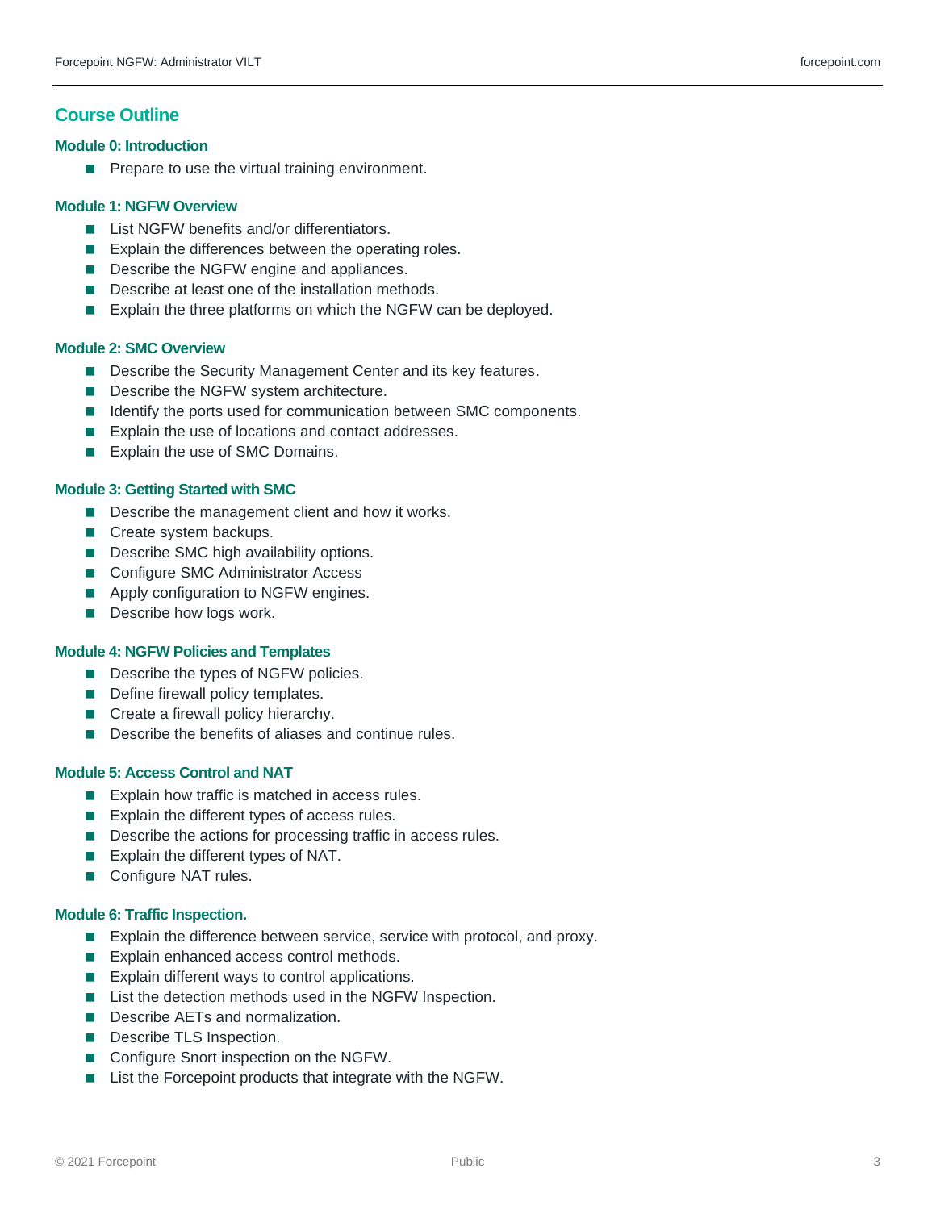## Course Outline

### Module 0: Introduction

- Prepare to use the virtual training environment.

### Module 1: NGFW Overview

- List NGFW benefits and/or differentiators.
- Explain the differences between the operating roles.
- Describe the NGFW engine and appliances.
- Describe at least one of the installation methods.
- Explain the three platforms on which the NGFW can be deployed.

### Module 2: SMC Overview

- Describe the Security Management Center and its key features.
- Describe the NGFW system architecture.
- Identify the ports used for communication between SMC components.
- Explain the use of locations and contact addresses.
- Explain the use of SMC Domains.

### Module 3: Getting Started with SMC

- Describe the management client and how it works.
- Create system backups.
- Describe SMC high availability options.
- Configure SMC Administrator Access
- Apply configuration to NGFW engines.
- Describe how logs work.

### Module 4: NGFW Policies and Templates

- Describe the types of NGFW policies.
- Define firewall policy templates.
- Create a firewall policy hierarchy.
- Describe the benefits of aliases and continue rules.

### Module 5: Access Control and NAT

- Explain how traffic is matched in access rules.
- Explain the different types of access rules.
- Describe the actions for processing traffic in access rules.
- Explain the different types of NAT.
- Configure NAT rules.

### Module 6: Traffic Inspection.

- Explain the difference between service, service with protocol, and proxy.
- Explain enhanced access control methods.
- Explain different ways to control applications.
- List the detection methods used in the NGFW Inspection.
- Describe AETs and normalization.
- Describe TLS Inspection.
- Configure Snort inspection on the NGFW.
- List the Forcepoint products that integrate with the NGFW.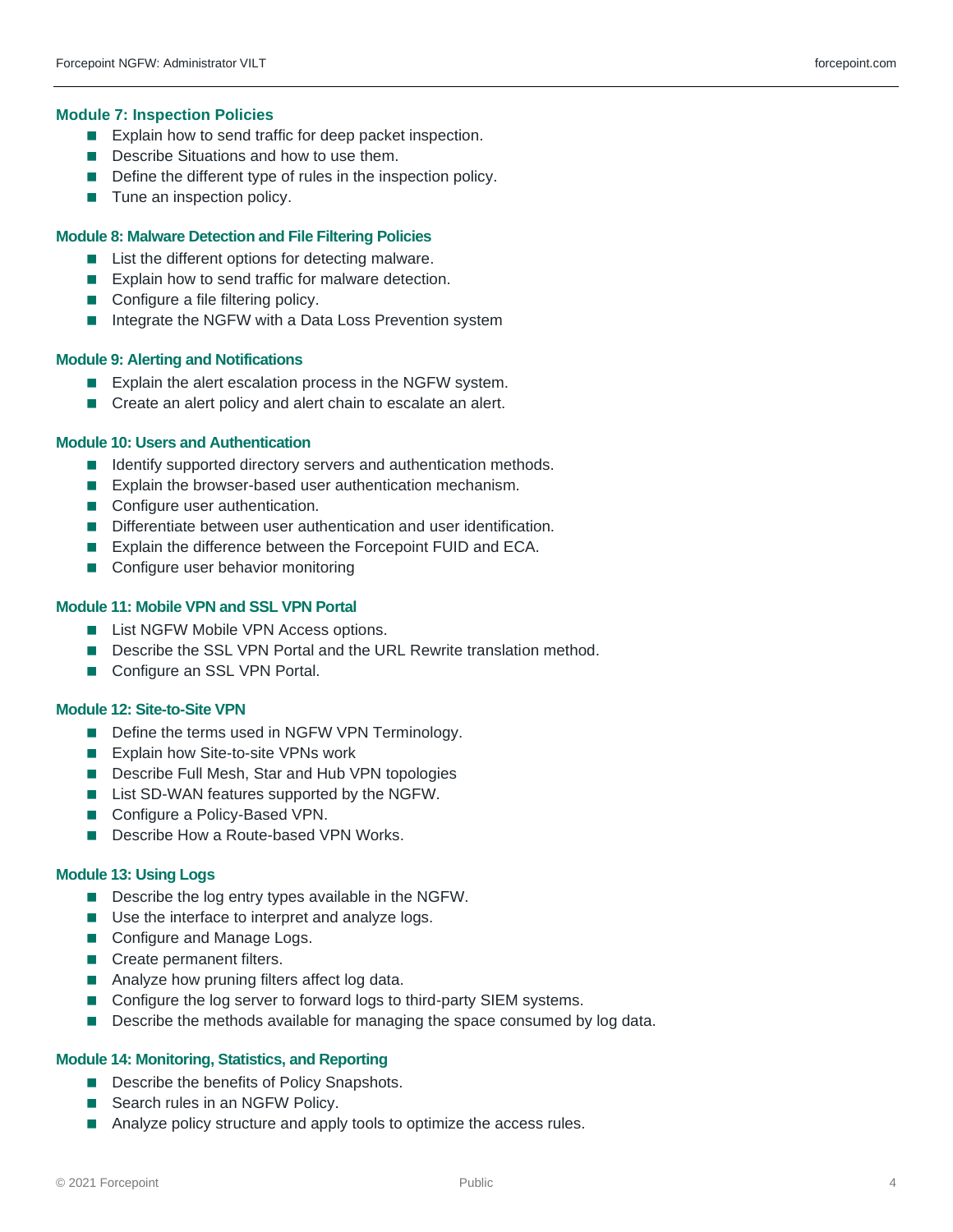### Module 7: Inspection Policies

- Explain how to send traffic for deep packet inspection.
- Describe Situations and how to use them.
- Define the different type of rules in the inspection policy.
- Tune an inspection policy.

### Module 8: Malware Detection and File Filtering Policies

- List the different options for detecting malware.
- Explain how to send traffic for malware detection.
- Configure a file filtering policy.
- Integrate the NGFW with a Data Loss Prevention system

### Module 9: Alerting and Notifications

- Explain the alert escalation process in the NGFW system.
- Create an alert policy and alert chain to escalate an alert.

### Module 10: Users and Authentication

- Identify supported directory servers and authentication methods.
- Explain the browser-based user authentication mechanism.
- Configure user authentication.
- Differentiate between user authentication and user identification.
- Explain the difference between the Forcepoint FUID and ECA.
- Configure user behavior monitoring

### Module 11: Mobile VPN and SSL VPN Portal

- List NGFW Mobile VPN Access options.
- Describe the SSL VPN Portal and the URL Rewrite translation method.
- Configure an SSL VPN Portal.

### Module 12: Site-to-Site VPN

- Define the terms used in NGFW VPN Terminology.
- Explain how Site-to-site VPNs work
- Describe Full Mesh, Star and Hub VPN topologies
- List SD-WAN features supported by the NGFW.
- Configure a Policy-Based VPN.
- Describe How a Route-based VPN Works.

### Module 13: Using Logs

- Describe the log entry types available in the NGFW.
- Use the interface to interpret and analyze logs.
- Configure and Manage Logs.
- Create permanent filters.
- Analyze how pruning filters affect log data.
- Configure the log server to forward logs to third-party SIEM systems.
- Describe the methods available for managing the space consumed by log data.

### Module 14: Monitoring, Statistics, and Reporting

- Describe the benefits of Policy Snapshots.
- Search rules in an NGFW Policy.
- Analyze policy structure and apply tools to optimize the access rules.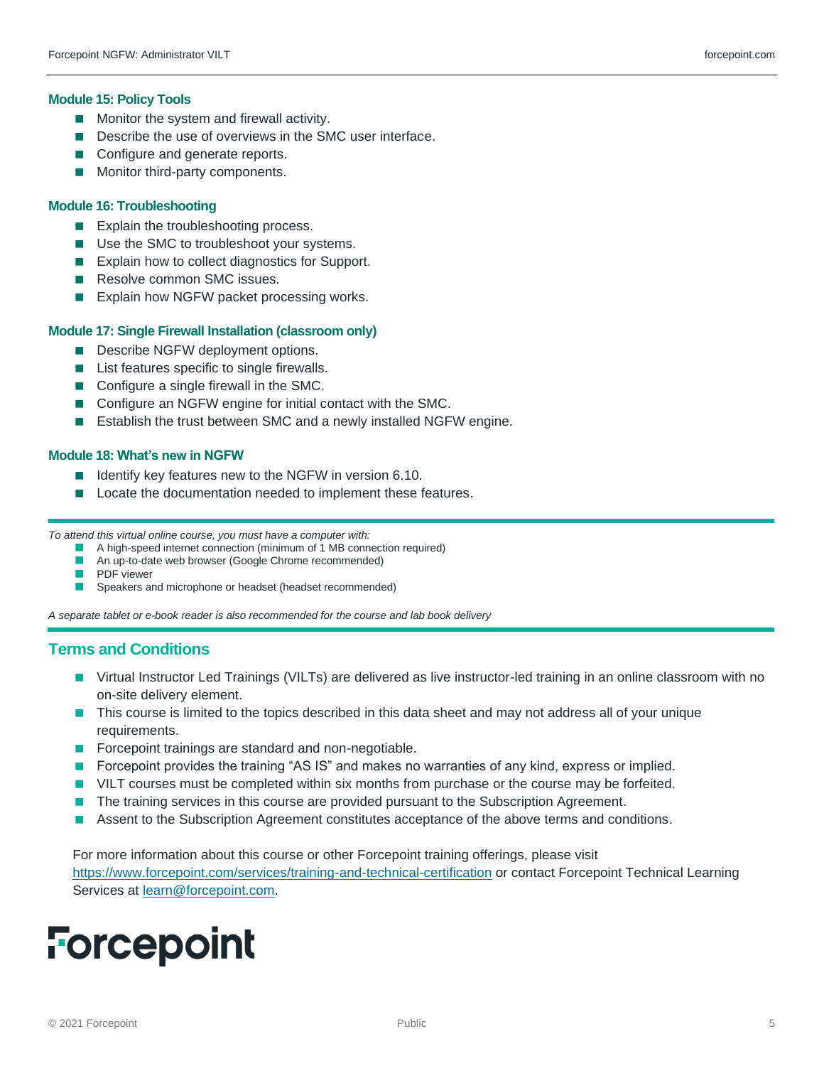### Module 15: Policy Tools

- Monitor the system and firewall activity.
- Describe the use of overviews in the SMC user interface.
- Configure and generate reports.
- Monitor third-party components.

### Module 16: Troubleshooting

- Explain the troubleshooting process.
- Use the SMC to troubleshoot your systems.
- Explain how to collect diagnostics for Support.
- Resolve common SMC issues.
- Explain how NGFW packet processing works.

### Module 17: Single Firewall Installation (classroom only)

- Describe NGFW deployment options.
- List features specific to single firewalls.
- Configure a single firewall in the SMC.
- Configure an NGFW engine for initial contact with the SMC.
- Establish the trust between SMC and a newly installed NGFW engine.

### Module 18: What's new in NGFW

- Identify key features new to the NGFW in version 6.10.
- Locate the documentation needed to implement these features.

*To attend this virtual online course, you must have a computer with:*

- A high-speed internet connection (minimum of 1 MB connection required)
- An up-to-date web browser (Google Chrome recommended)
- PDF viewer
- Speakers and microphone or headset (headset recommended)

*A separate tablet or e-book reader is also recommended for the course and lab book delivery*

## Terms and Conditions

- Virtual Instructor Led Trainings (VILTs) are delivered as live instructor-led training in an online classroom with no on-site delivery element.
- This course is limited to the topics described in this data sheet and may not address all of your unique requirements.
- Forcepoint trainings are standard and non-negotiable.
- Forcepoint provides the training "AS IS" and makes no warranties of any kind, express or implied.
- VILT courses must be completed within six months from purchase or the course may be forfeited.
- The training services in this course are provided pursuant to the Subscription Agreement.
- Assent to the Subscription Agreement constitutes acceptance of the above terms and conditions.

For more information about this course or other Forcepoint training offerings, please visit https://www.forcepoint.com/services/training-and-technical-certification or contact Forcepoint Technical Learning Services at learn@forcepoint.com.

Forcepoint

© 2021 Forcepoint

Public